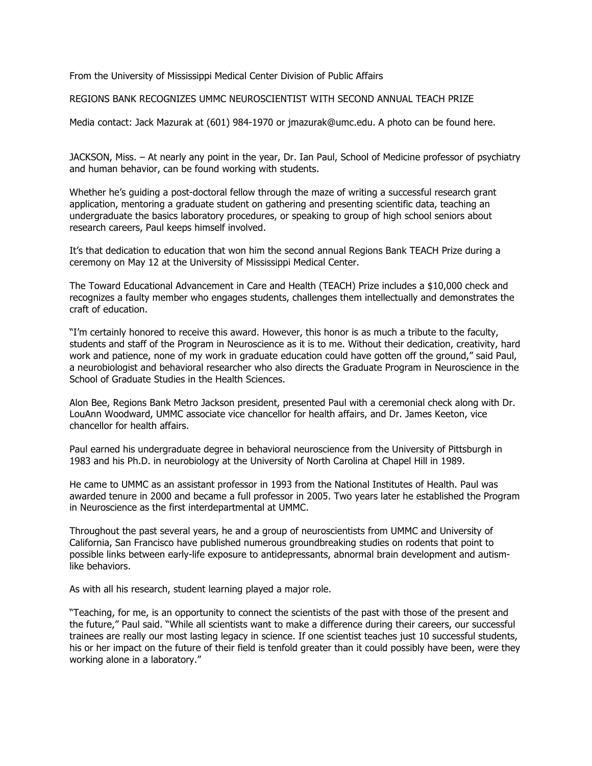From the University of Mississippi Medical Center Division of Public Affairs

REGIONS BANK RECOGNIZES UMMC NEUROSCIENTIST WITH SECOND ANNUAL TEACH PRIZE

Media contact: Jack Mazurak at (601) 984-1970 or jmazurak@umc.edu. A photo can be found here.

JACKSON, Miss. – At nearly any point in the year, Dr. Ian Paul, School of Medicine professor of psychiatry and human behavior, can be found working with students.

Whether he's guiding a post-doctoral fellow through the maze of writing a successful research grant application, mentoring a graduate student on gathering and presenting scientific data, teaching an undergraduate the basics laboratory procedures, or speaking to group of high school seniors about research careers, Paul keeps himself involved.

It's that dedication to education that won him the second annual Regions Bank TEACH Prize during a ceremony on May 12 at the University of Mississippi Medical Center.

The Toward Educational Advancement in Care and Health (TEACH) Prize includes a $10,000 check and recognizes a faulty member who engages students, challenges them intellectually and demonstrates the craft of education.

"I'm certainly honored to receive this award. However, this honor is as much a tribute to the faculty, students and staff of the Program in Neuroscience as it is to me. Without their dedication, creativity, hard work and patience, none of my work in graduate education could have gotten off the ground," said Paul, a neurobiologist and behavioral researcher who also directs the Graduate Program in Neuroscience in the School of Graduate Studies in the Health Sciences.

Alon Bee, Regions Bank Metro Jackson president, presented Paul with a ceremonial check along with Dr. LouAnn Woodward, UMMC associate vice chancellor for health affairs, and Dr. James Keeton, vice chancellor for health affairs.

Paul earned his undergraduate degree in behavioral neuroscience from the University of Pittsburgh in 1983 and his Ph.D. in neurobiology at the University of North Carolina at Chapel Hill in 1989.

He came to UMMC as an assistant professor in 1993 from the National Institutes of Health. Paul was awarded tenure in 2000 and became a full professor in 2005. Two years later he established the Program in Neuroscience as the first interdepartmental at UMMC.

Throughout the past several years, he and a group of neuroscientists from UMMC and University of California, San Francisco have published numerous groundbreaking studies on rodents that point to possible links between early-life exposure to antidepressants, abnormal brain development and autism-like behaviors.

As with all his research, student learning played a major role.

"Teaching, for me, is an opportunity to connect the scientists of the past with those of the present and the future," Paul said. "While all scientists want to make a difference during their careers, our successful trainees are really our most lasting legacy in science. If one scientist teaches just 10 successful students, his or her impact on the future of their field is tenfold greater than it could possibly have been, were they working alone in a laboratory."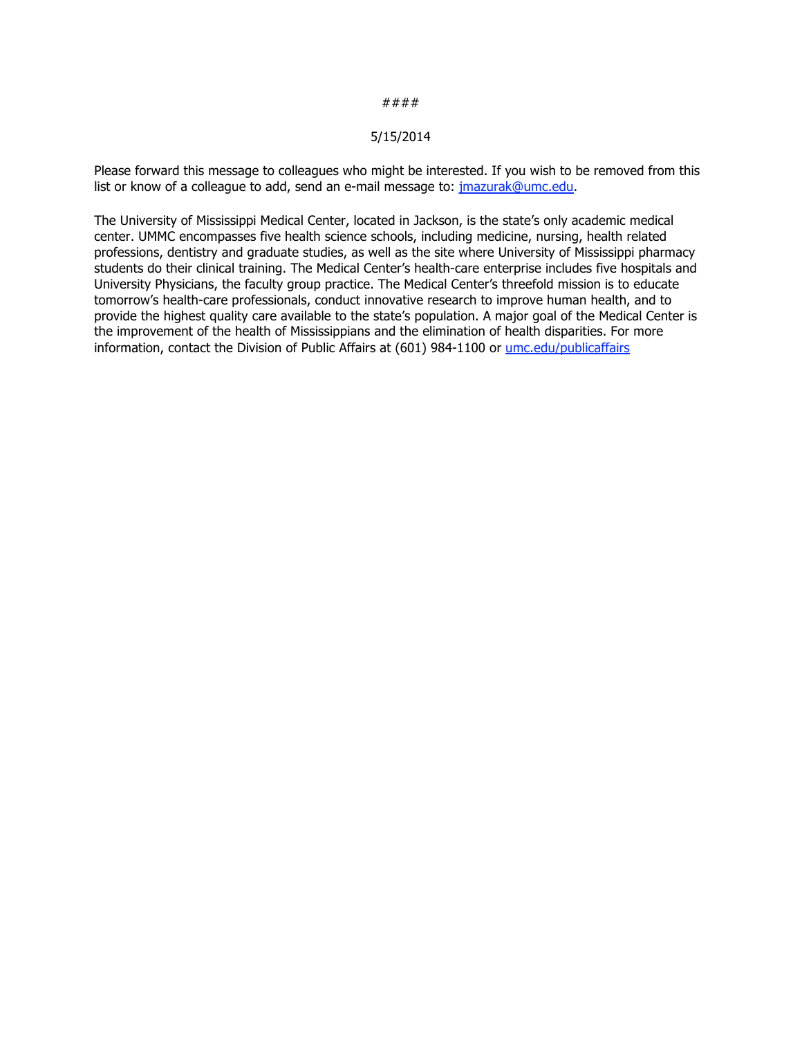####

5/15/2014

Please forward this message to colleagues who might be interested. If you wish to be removed from this list or know of a colleague to add, send an e-mail message to: jmazurak@umc.edu.

The University of Mississippi Medical Center, located in Jackson, is the state's only academic medical center. UMMC encompasses five health science schools, including medicine, nursing, health related professions, dentistry and graduate studies, as well as the site where University of Mississippi pharmacy students do their clinical training. The Medical Center's health-care enterprise includes five hospitals and University Physicians, the faculty group practice. The Medical Center's threefold mission is to educate tomorrow's health-care professionals, conduct innovative research to improve human health, and to provide the highest quality care available to the state's population. A major goal of the Medical Center is the improvement of the health of Mississippians and the elimination of health disparities. For more information, contact the Division of Public Affairs at (601) 984-1100 or umc.edu/publicaffairs